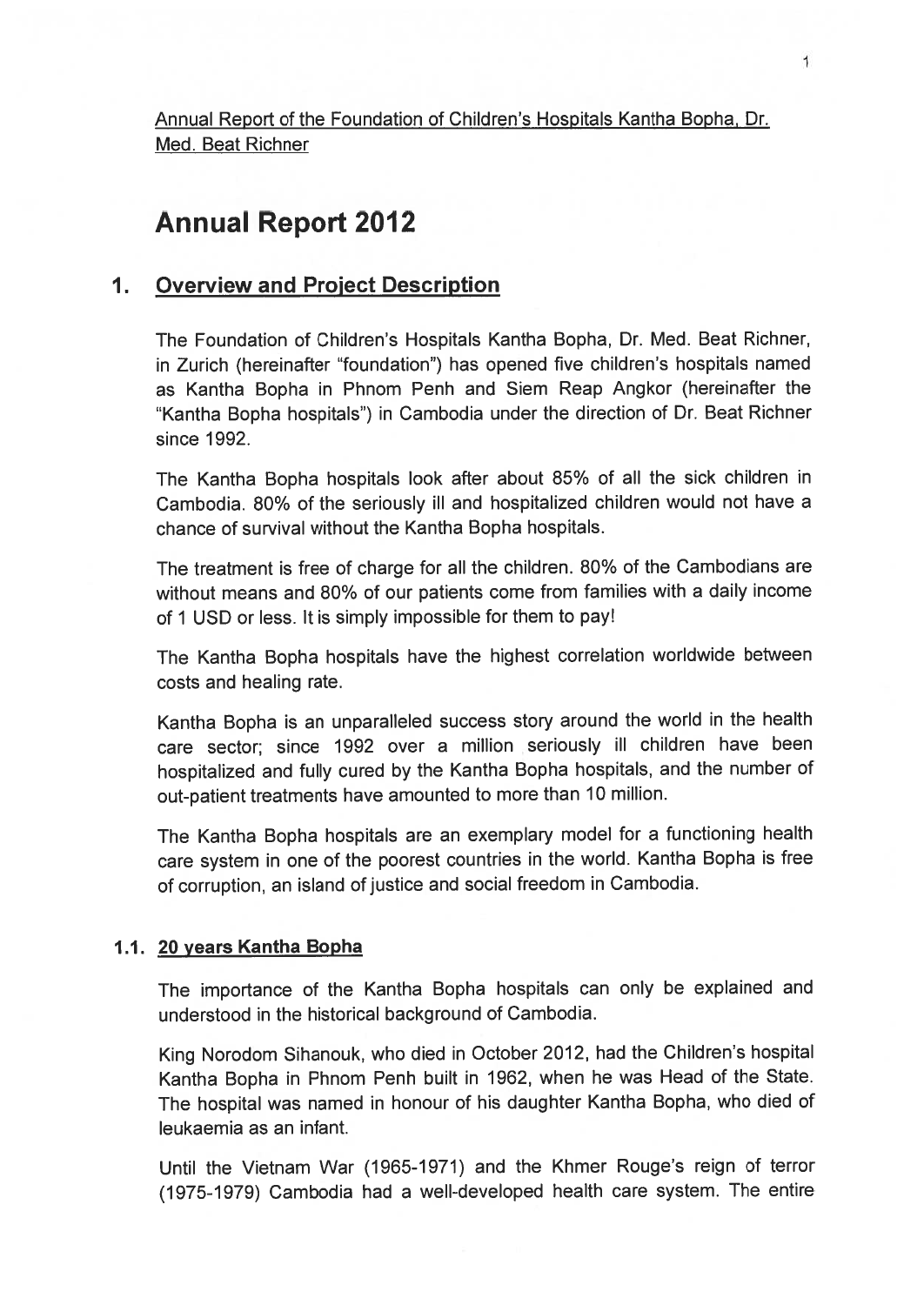Annual Report of the Foundation of Children's Hospitals Kantha Bopha, Dr. Med. Beat Richner

# Annual Report 2012

## 1. Overview and Project Description

The Foundation of Children's Hospitals Kantha Bopha, Dr. Med. Beat Richner, in Zurich (hereinafter "foundation") has opened five children's hospitals named as Kantha Bopha in Phnom Penh and Siem Reap Angkor (hereinafter the "Kantha Bopha hospitals") in Cambodia under the direction of Dr. Beat Richner since 1992.

The Kantha Bopha hospitals look after about 85% of all the sick children in Cambodia. 80% of the seriously ill and hospitalized children would not have a chance of survival without the Kantha Bopha hospitals.

The treatment is free of charge for all the children. 80% of the Cambodians are without means and 80% of our patients come from families with a daily income of 1 USD or less. It is simply impossible for them to pay!

The Kantha Bopha hospitals have the highest correlation worldwide between costs and healing rate.

Kantha Bopha is an unparalleled success story around the world in the health care sector; since 1992 over a million seriously ill children have been hospitalized and fully cured by the Kantha Bopha hospitals, and the number of out-patient treatments have amounted to more than 10 million.

The Kantha Bopha hospitals are an exemplary model for a functioning health care system in one of the poorest countries in the world. Kantha Bopha is free of corruption, an island of justice and social freedom in Cambodia.

### 1.1. 20 years Kantha Bopha

The importance of the Kantha Bopha hospitals can only be explained and understood in the historical background of Cambodia.

King Norodom Sihanouk, who died in October 2012, had the Children's hospital Kantha Bopha in Phnom Penh built in 1962, when he was Head of the State. The hospital was named in honour of his daughter Kantha Bopha, who died of leukaemia as an infant.

Until the Vietnam War (1965-1971) and the Khmer Rouge's reign of terror (1975-1979) Cambodia had a well-developed health care system. The entire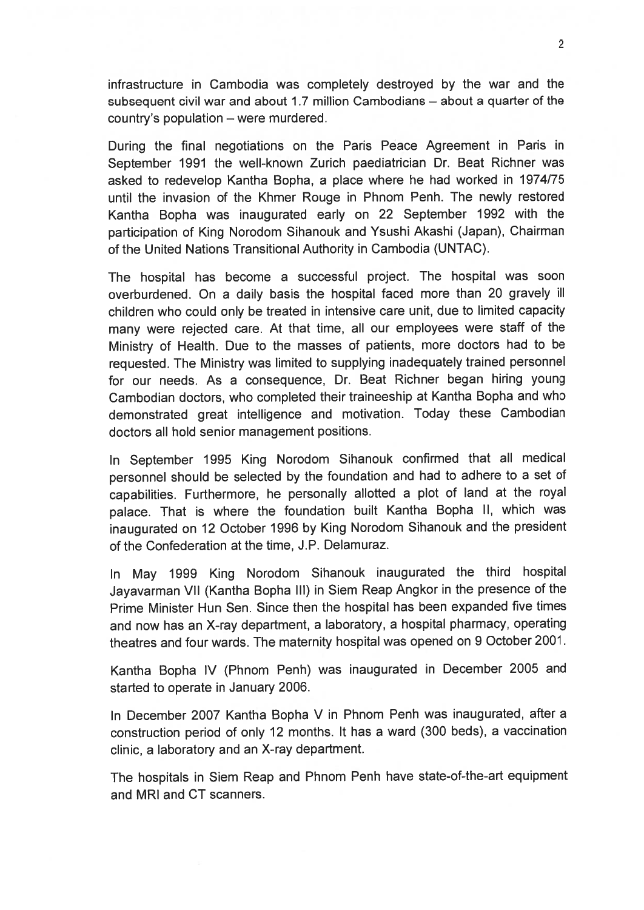infrastructure in Cambodia was completely destroyed by the war and the subsequent civil war and about 1.7 million Cambodians – about a quarter of the country's population – were murdered.

During the final negotiations on the Paris Peace Agreement in Paris in September 1991 the well-known Zurich paediatrician Dr. Beat Richner was asked to redevelop Kantha Bopha, a place where he had worked in 1974/75 until the invasion of the Khmer Rouge in Phnom Penh. The newly restored Kantha Bopha was inaugurated early on 22 September 1992 with the participation of King Norodom Sihanouk and Ysushi Akashi (Japan), Chairman of the United Nations Transitional Authority in Cambodia (UNTAC).

The hospital has become a successful project. The hospital was soon overburdened. On a daily basis the hospital faced more than 20 gravely ill children who could only be treated in intensive care unit, due to limited capacity many were rejected care. At that time, all our employees were staff of the Ministry of Health. Due to the masses of patients, more doctors had to be requested. The Ministry was limited to supplying inadequately trained personnel for our needs. As a consequence, Dr. Beat Richner began hiring young Cambodian doctors, who completed their traineeship at Kantha Bopha and who demonstrated great intelligence and motivation. Today these Cambodian doctors all hold senior management positions.

In September 1995 King Norodom Sihanouk confirmed that all medical personnel should be selected by the foundation and had to adhere to a set of capabilities. Furthermore, he personally allotted a plot of land at the royal palace. That is where the foundation built Kantha Bopha II, which was inaugurated on 12 October 1996 by King Norodom Sihanouk and the president of the Confederation at the time, J.P. Delamuraz.

In May 1999 King Norodom Sihanouk inaugurated the third hospital Jayavarman VII (Kantha Bopha III) in Siem Reap Angkor in the presence of the Prime Minister Hun Sen. Since then the hospital has been expanded five times and now has an X-ray department, a laboratory, a hospital pharmacy, operating theatres and four wards. The maternity hospital was opened on 9 October 2001.

Kantha Bopha IV (Phnom Penh) was inaugurated in December 2005 and started to operate in January 2006.

In December 2007 Kantha Bopha V in Phnom Penh was inaugurated, after a construction period of only 12 months. It has a ward (300 beds), a vaccination clinic, a laboratory and an X-ray department.

The hospitals in Siem Reap and Phnom Penh have state-of-the-art equipment and MRI and CT scanners.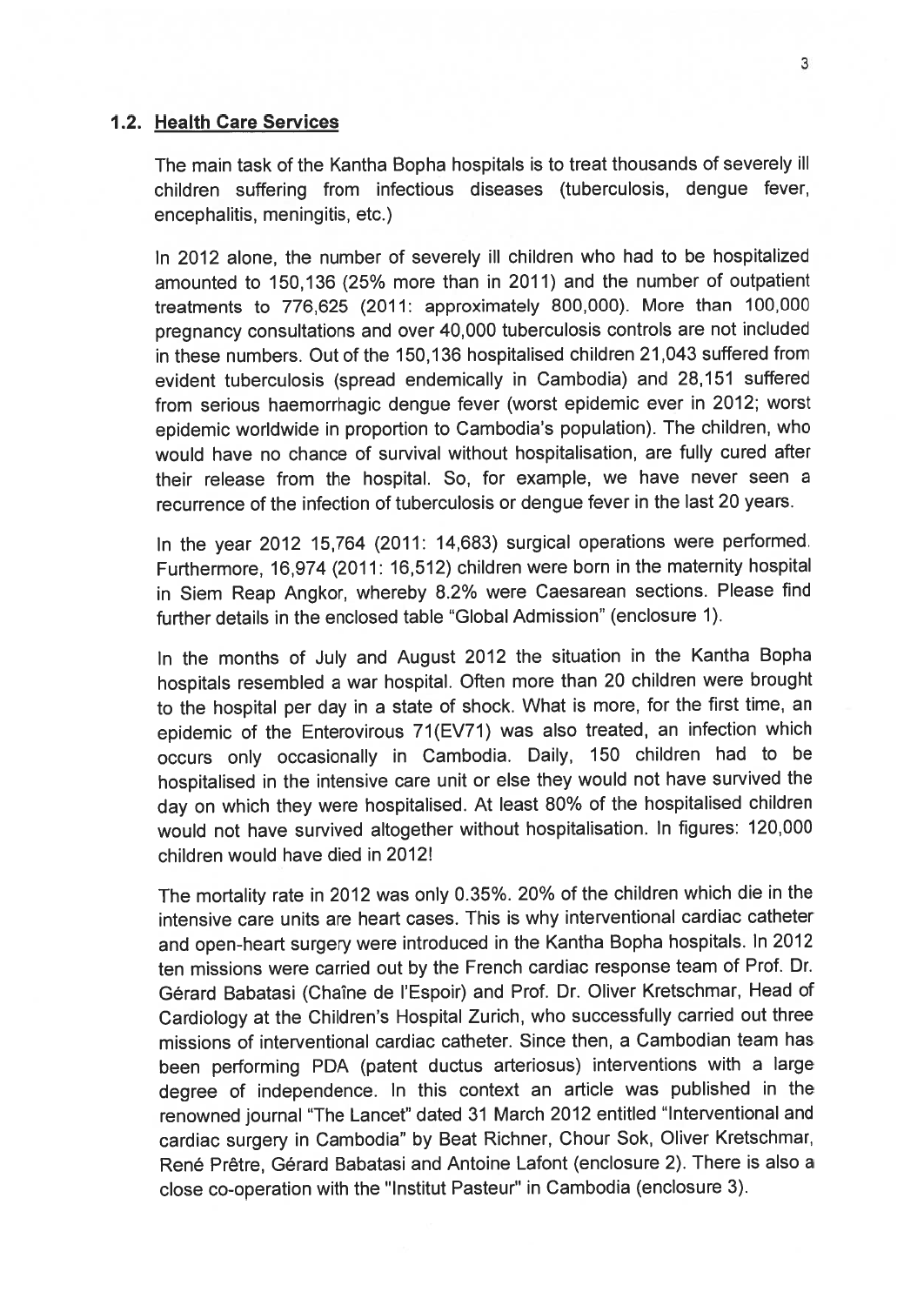## 1.2. Health Care Services

The main task of the Kantha Bopha hospitals is to treat thousands of severely ill children suffering from infectious diseases (tuberculosis, dengue fever, encephalitis, meningitis, etc.)

In 2012 alone, the number of severely ill children who had to be hospitalized amounted to 150,136 (25% more than in 2011) and the number of outpatient treatments to 776,625 (2011: approximately 800,000). More than 100,000 pregnancy consultations and over 40,000 tuberculosis controls are not included in these numbers. Out of the 150,136 hospitalised children 21,043 suffered from evident tuberculosis (spread endemically in Cambodia) and 28,151 suffered from serious haemorrhagic dengue fever (worst epidemic ever in 2012; worst epidemic worldwide in proportion to Cambodia's population). The children, who would have no chance of survival without hospitalisation, are fully cured after their release from the hospital. So, for example, we have never seen a recurrence of the infection of tuberculosis or dengue fever in the last 20 years.

In the year 2012 15,764 (2011: 14,683) surgical operations were performed. Furthermore, 16,974 (2011: 16,512) children were born in the maternity hospital in Siem Reap Angkor, whereby 8.2% were Caesarean sections. Please find further details in the enclosed table "Global Admission" (enclosure 1).

In the months of July and August 2012 the situation in the Kantha Bopha hospitals resembled a war hospital. Often more than 20 children were brought to the hospital per day in a state of shock. What is more, for the first time, an epidemic of the Enterovirous 71(EV71) was also treated, an infection which occurs only occasionally in Cambodia. Daily, 150 children had to be hospitalised in the intensive care unit or else they would not have survived the day on which they were hospitalised. At least 80% of the hospitalised children would not have survived altogether without hospitalisation. In figures: 120,000 children would have died in 2012!

The mortality rate in 2012 was only 0.35%. 20% of the children which die in the intensive care units are heart cases. This is why interventional cardiac catheter and open-heart surgery were introduced in the Kantha Bopha hospitals. In 2012 ten missions were carried out by the French cardiac response team of Prof. Dr. Gérard Babatasi (Chaîne de l'Espoir) and Prof. Dr. Oliver Kretschmar, Head of Cardiology at the Children's Hospital Zurich, who successfully carried out three missions of interventional cardiac catheter. Since then, a Cambodian team has been performing PDA (patent ductus arteriosus) interventions with a large degree of independence. In this context an article was published in the renowned journal "The Lancet" dated 31 March 2012 entitled "Interventional and cardiac surgery in Cambodia" by Beat Richner, Chour Sok, Oliver Kretschmar, René Prêtre, Gérard Babatasi and Antoine Lafont (enclosure 2). There is also a close co-operation with the "Institut Pasteur" in Cambodia (enclosure 3).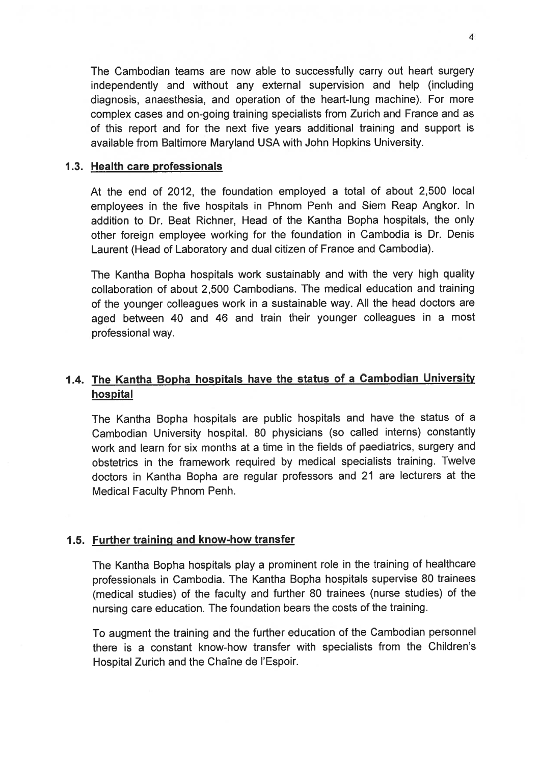The Cambodian teams are now able to successfully carry out heart surgery independently and without any external supervision and help (including diagnosis, anaesthesia, and operation of the heart-lung machine). For more complex cases and on-going training specialists from Zurich and France and as of this report and for the next five years additional training and support is available from Baltimore Maryland USA with John Hopkins University.

## 1.3. Health care professionals

At the end of 2012, the foundation employed a total of about 2,500 local employees in the five hospitals in Phnom Penh and Siem Reap Angkor. In addition to Dr. Beat Richner, Head of the Kantha Bopha hospitals, the only other foreign employee working for the foundation in Cambodia is Dr. Denis Laurent (Head of Laboratory and dual citizen of France and Cambodia).

The Kantha Bopha hospitals work sustainably and with the very high quality collaboration of about 2,500 Cambodians. The medical education and training of the younger colleagues work in a sustainable way. All the head doctors are aged between 40 and 46 and train their younger colleagues in a most professional way.

## 1.4. The Kantha Bopha hospitals have the status of a Cambodian University hospital

The Kantha Bopha hospitals are public hospitals and have the status of a Cambodian University hospital. 80 physicians (so called interns) constantly work and learn for six months at a time in the fields of paediatrics, surgery and obstetrics in the framework required by medical specialists training. Twelve doctors in Kantha Bopha are regular professors and 21 are lecturers at the Medical Faculty Phnom Penh.

## 1.5. Further training and know-how transfer

The Kantha Bopha hospitals play a prominent role in the training of healthcare professionals in Cambodia. The Kantha Bopha hospitals supervise 80 trainees (medical studies) of the faculty and further 80 trainees (nurse studies) of the nursing care education. The foundation bears the costs of the training.

To augment the training and the further education of the Cambodian personnel there is a constant know-how transfer with specialists from the Children's Hospital Zurich and the Chaîne de l'Espoir.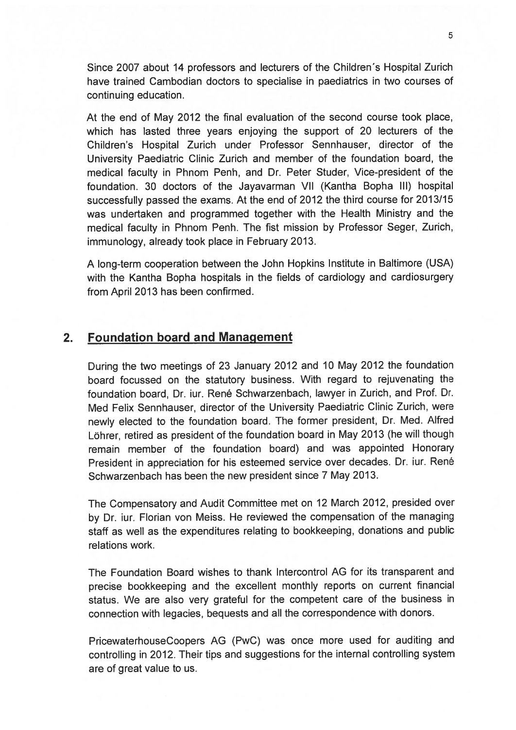Since 2007 about 14 professors and lecturers of the Children´s Hospital Zurich have trained Cambodian doctors to specialise in paediatrics in two courses of continuing education.

At the end of May 2012 the final evaluation of the second course took place, which has lasted three years enjoying the support of 20 lecturers of the Children's Hospital Zurich under Professor Sennhauser, director of the University Paediatric Clinic Zurich and member of the foundation board, the medical faculty in Phnom Penh, and Dr. Peter Studer, Vice-president of the foundation. 30 doctors of the Jayavarman VII (Kantha Bopha III) hospital successfully passed the exams. At the end of 2012 the third course for 2013/15 was undertaken and programmed together with the Health Ministry and the medical faculty in Phnom Penh. The fist mission by Professor Seger, Zurich, immunology, already took place in February 2013.

A long-term cooperation between the John Hopkins Institute in Baltimore (USA) with the Kantha Bopha hospitals in the fields of cardiology and cardiosurgery from April 2013 has been confirmed.

## 2. Foundation board and Management

During the two meetings of 23 January 2012 and 10 May 2012 the foundation board focussed on the statutory business. With regard to rejuvenating the foundation board, Dr. iur. René Schwarzenbach, lawyer in Zurich, and Prof. Dr. Med Felix Sennhauser, director of the University Paediatric Clinic Zurich, were newly elected to the foundation board. The former president, Dr. Med. Alfred Löhrer, retired as president of the foundation board in May 2013 (he will though remain member of the foundation board) and was appointed Honorary President in appreciation for his esteemed service over decades. Dr. iur. René Schwarzenbach has been the new president since 7 May 2013.

The Compensatory and Audit Committee met on 12 March 2012, presided over by Dr. iur. Florian von Meiss. He reviewed the compensation of the managing staff as well as the expenditures relating to bookkeeping, donations and public relations work.

The Foundation Board wishes to thank Intercontrol AG for its transparent and precise bookkeeping and the excellent monthly reports on current financial status. We are also very grateful for the competent care of the business in connection with legacies, bequests and all the correspondence with donors.

PricewaterhouseCoopers AG (PwC) was once more used for auditing and controlling in 2012. Their tips and suggestions for the internal controlling system are of great value to us.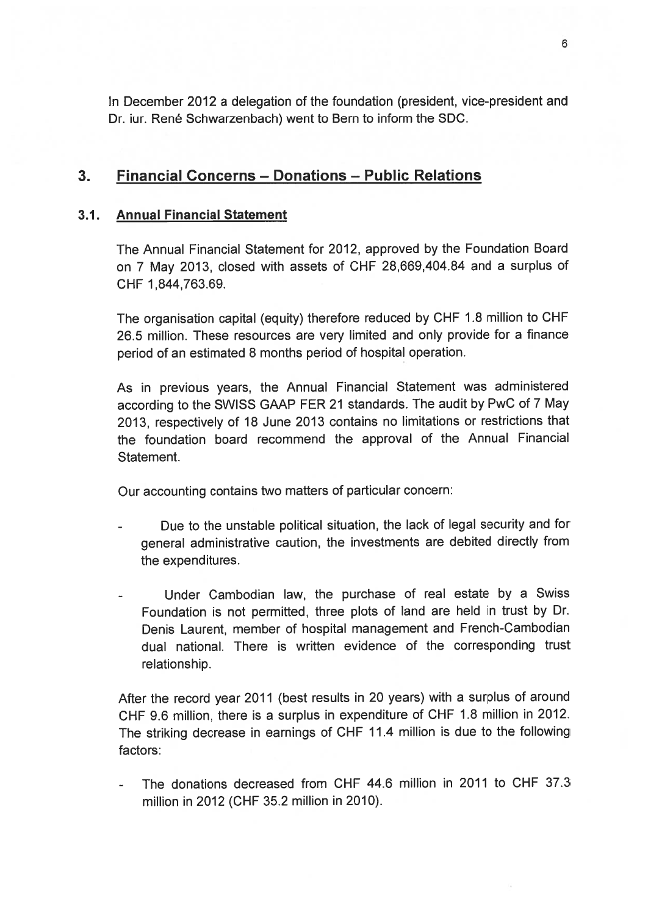In December 2012 a delegation of the foundation (president, vice-president and Dr. iur. René Schwarzenbach) went to Bern to inform the SDC.

## 3. Financial Concerns – Donations – Public Relations

### 3.1. Annual Financial Statement

The Annual Financial Statement for 2012, approved by the Foundation Board on 7 May 2013, closed with assets of CHF 28,669,404.84 and a surplus of CHF 1,844,763.69.

The organisation capital (equity) therefore reduced by CHF 1.8 million to CHF 26.5 million. These resources are very limited and only provide for a finance period of an estimated 8 months period of hospital operation.

As in previous years, the Annual Financial Statement was administered according to the SWISS GAAP FER 21 standards. The audit by PwC of 7 May 2013, respectively of 18 June 2013 contains no limitations or restrictions that the foundation board recommend the approval of the Annual Financial Statement.

Our accounting contains two matters of particular concern:

- Due to the unstable political situation, the lack of legal security and for general administrative caution, the investments are debited directly from the expenditures.
- Under Cambodian law, the purchase of real estate by a Swiss Foundation is not permitted, three plots of land are held in trust by Dr. Denis Laurent, member of hospital management and French-Cambodian dual national. There is written evidence of the corresponding trust relationship.

After the record year 2011 (best results in 20 years) with a surplus of around CHF 9.6 million, there is a surplus in expenditure of CHF 1.8 million in 2012. The striking decrease in earnings of CHF 11.4 million is due to the following factors:

- The donations decreased from CHF 44.6 million in 2011 to CHF 37.3 million in 2012 (CHF 35.2 million in 2010).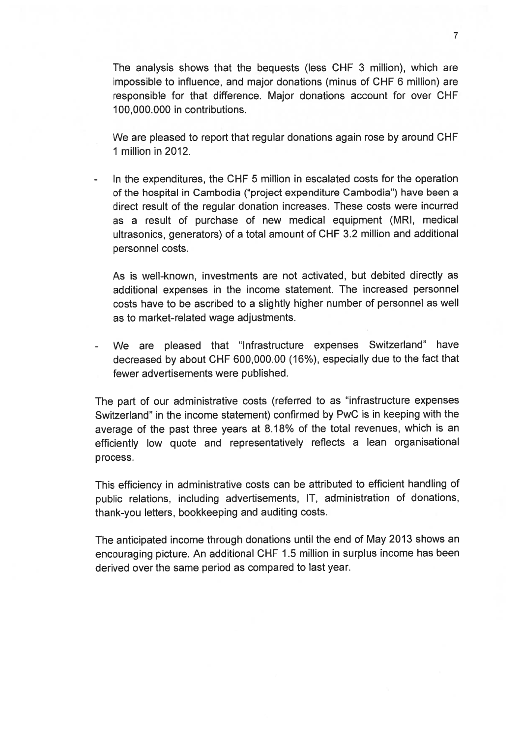The analysis shows that the bequests (less CHF 3 million), which are impossible to influence, and major donations (minus of CHF 6 million) are responsible for that difference. Major donations account for over CHF 100,000.000 in contributions.

We are pleased to report that regular donations again rose by around CHF 1 million in 2012.

- In the expenditures, the CHF 5 million in escalated costs for the operation of the hospital in Cambodia ("project expenditure Cambodia") have been a direct result of the regular donation increases. These costs were incurred as a result of purchase of new medical equipment (MRI, medical ultrasonics, generators) of a total amount of CHF 3.2 million and additional personnel costs.

  As is well-known, investments are not activated, but debited directly as additional expenses in the income statement. The increased personnel costs have to be ascribed to a slightly higher number of personnel as well as to market-related wage adjustments.

- We are pleased that "Infrastructure expenses Switzerland" have decreased by about CHF 600,000.00 (16%), especially due to the fact that fewer advertisements were published.

The part of our administrative costs (referred to as "infrastructure expenses Switzerland" in the income statement) confirmed by PwC is in keeping with the average of the past three years at 8.18% of the total revenues, which is an efficiently low quote and representatively reflects a lean organisational process.

This efficiency in administrative costs can be attributed to efficient handling of public relations, including advertisements, IT, administration of donations, thank-you letters, bookkeeping and auditing costs.

The anticipated income through donations until the end of May 2013 shows an encouraging picture. An additional CHF 1.5 million in surplus income has been derived over the same period as compared to last year.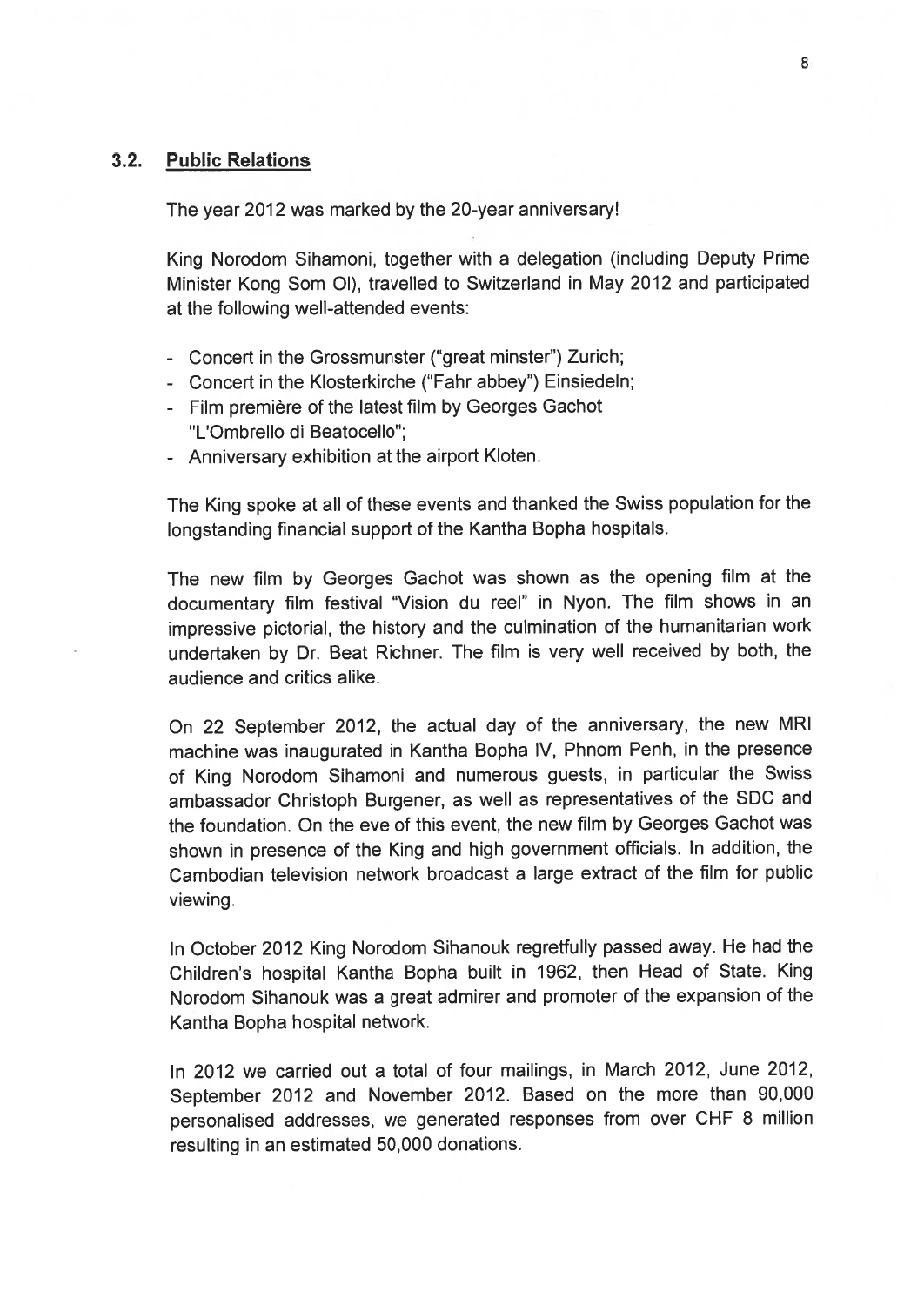### 3.2. Public Relations

The year 2012 was marked by the 20-year anniversary!

King Norodom Sihamoni, together with a delegation (including Deputy Prime Minister Kong Som Ol), travelled to Switzerland in May 2012 and participated at the following well-attended events:

- Concert in the Grossmunster ("great minster") Zurich;
- Concert in the Klosterkirche ("Fahr abbey") Einsiedeln;
- Film première of the latest film by Georges Gachot "L'Ombrello di Beatocello";
- Anniversary exhibition at the airport Kloten.

The King spoke at all of these events and thanked the Swiss population for the longstanding financial support of the Kantha Bopha hospitals.

The new film by Georges Gachot was shown as the opening film at the documentary film festival "Vision du reel" in Nyon. The film shows in an impressive pictorial, the history and the culmination of the humanitarian work undertaken by Dr. Beat Richner. The film is very well received by both, the audience and critics alike.

On 22 September 2012, the actual day of the anniversary, the new MRI machine was inaugurated in Kantha Bopha IV, Phnom Penh, in the presence of King Norodom Sihamoni and numerous guests, in particular the Swiss ambassador Christoph Burgener, as well as representatives of the SDC and the foundation. On the eve of this event, the new film by Georges Gachot was shown in presence of the King and high government officials. In addition, the Cambodian television network broadcast a large extract of the film for public viewing.

In October 2012 King Norodom Sihanouk regretfully passed away. He had the Children's hospital Kantha Bopha built in 1962, then Head of State. King Norodom Sihanouk was a great admirer and promoter of the expansion of the Kantha Bopha hospital network.

In 2012 we carried out a total of four mailings, in March 2012, June 2012, September 2012 and November 2012. Based on the more than 90,000 personalised addresses, we generated responses from over CHF 8 million resulting in an estimated 50,000 donations.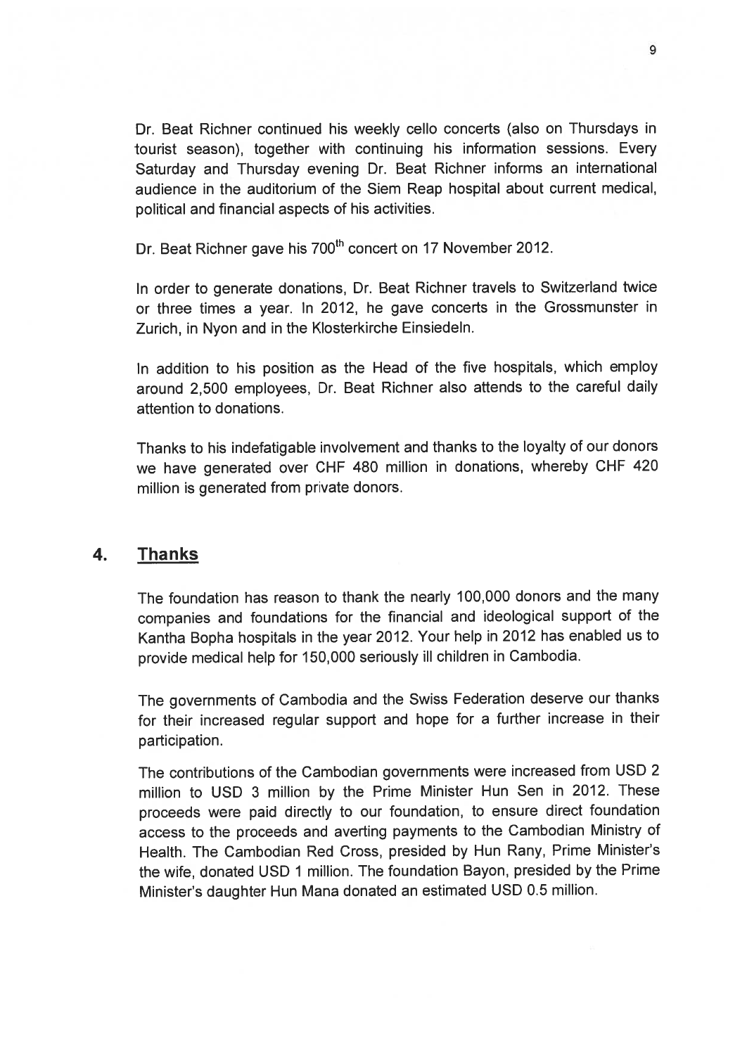Dr. Beat Richner continued his weekly cello concerts (also on Thursdays in tourist season), together with continuing his information sessions. Every Saturday and Thursday evening Dr. Beat Richner informs an international audience in the auditorium of the Siem Reap hospital about current medical, political and financial aspects of his activities.

Dr. Beat Richner gave his 700th concert on 17 November 2012.

In order to generate donations, Dr. Beat Richner travels to Switzerland twice or three times a year. In 2012, he gave concerts in the Grossmunster in Zurich, in Nyon and in the Klosterkirche Einsiedeln.

In addition to his position as the Head of the five hospitals, which employ around 2,500 employees, Dr. Beat Richner also attends to the careful daily attention to donations.

Thanks to his indefatigable involvement and thanks to the loyalty of our donors we have generated over CHF 480 million in donations, whereby CHF 420 million is generated from private donors.

## 4. Thanks

The foundation has reason to thank the nearly 100,000 donors and the many companies and foundations for the financial and ideological support of the Kantha Bopha hospitals in the year 2012. Your help in 2012 has enabled us to provide medical help for 150,000 seriously ill children in Cambodia.

The governments of Cambodia and the Swiss Federation deserve our thanks for their increased regular support and hope for a further increase in their participation.

The contributions of the Cambodian governments were increased from USD 2 million to USD 3 million by the Prime Minister Hun Sen in 2012. These proceeds were paid directly to our foundation, to ensure direct foundation access to the proceeds and averting payments to the Cambodian Ministry of Health. The Cambodian Red Cross, presided by Hun Rany, Prime Minister's the wife, donated USD 1 million. The foundation Bayon, presided by the Prime Minister's daughter Hun Mana donated an estimated USD 0.5 million.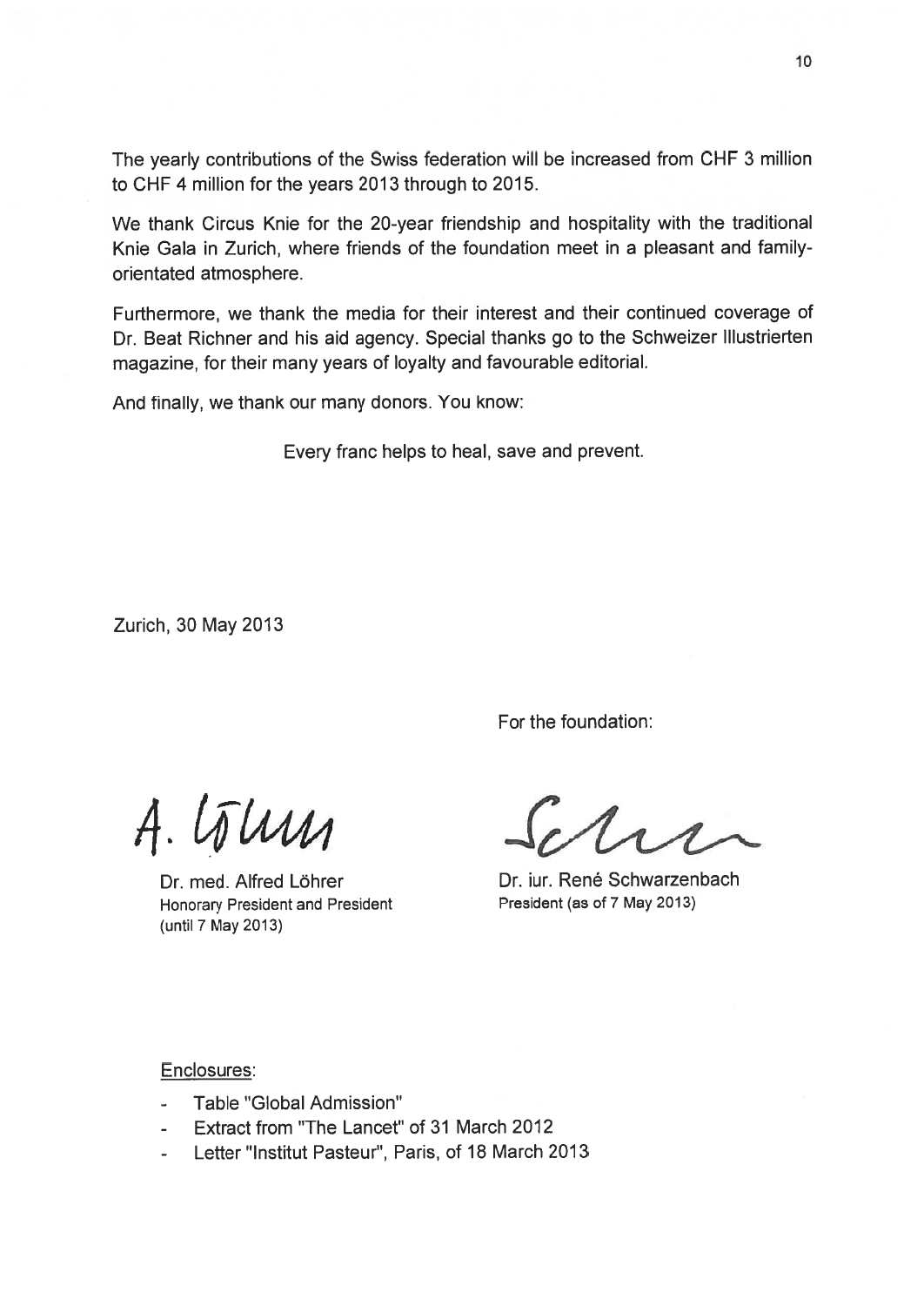The yearly contributions of the Swiss federation will be increased from CHF 3 million to CHF 4 million for the years 2013 through to 2015.

We thank Circus Knie for the 20-year friendship and hospitality with the traditional Knie Gala in Zurich, where friends of the foundation meet in a pleasant and family-orientated atmosphere.

Furthermore, we thank the media for their interest and their continued coverage of Dr. Beat Richner and his aid agency. Special thanks go to the Schweizer Illustrierten magazine, for their many years of loyalty and favourable editorial.

And finally, we thank our many donors. You know:

Every franc helps to heal, save and prevent.

Zurich, 30 May 2013

For the foundation:

Dr. med. Alfred Löhrer
Honorary President and President
(until 7 May 2013)

Dr. iur. René Schwarzenbach
President (as of 7 May 2013)

Enclosures:

- Table "Global Admission"
- Extract from "The Lancet" of 31 March 2012
- Letter "Institut Pasteur", Paris, of 18 March 2013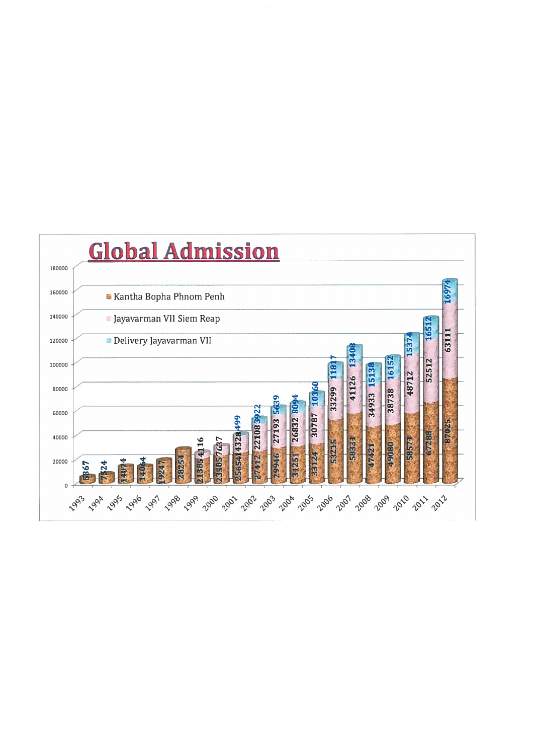# Global Admission

| Year | Kantha Bopha Phnom Penh | Jayavarman VII Siem Reap | Delivery Jayavarman VII |
|---|---|---|---|
| 1993 | 5367 | | |
| 1994 | 7324 | | |
| 1995 | 14074 | | |
| 1996 | 14064 | | |
| 1997 | 19247 | | |
| 1998 | 28254 | | |
| 1999 | 21385 | 4116 | |
| 2000 | 23505 | 7637 | |
| 2001 | 25654 | 14328 | 499 |
| 2002 | 27412 | 22108 | 3922 |
| 2003 | 29946 | 27193 | 5639 |
| 2004 | 31251 | 26832 | 8094 |
| 2005 | 33124 | 30787 | 10360 |
| 2006 | 53215 | 33299 | 11817 |
| 2007 | 58331 | 41126 | 13408 |
| 2008 | 47421 | 34933 | 15138 |
| 2009 | 49080 | 38738 | 16152 |
| 2010 | 58571 | 48712 | 15374 |
| 2011 | 67288 | 52512 | 16512 |
| 2012 | 87025 | 63111 | 16974 |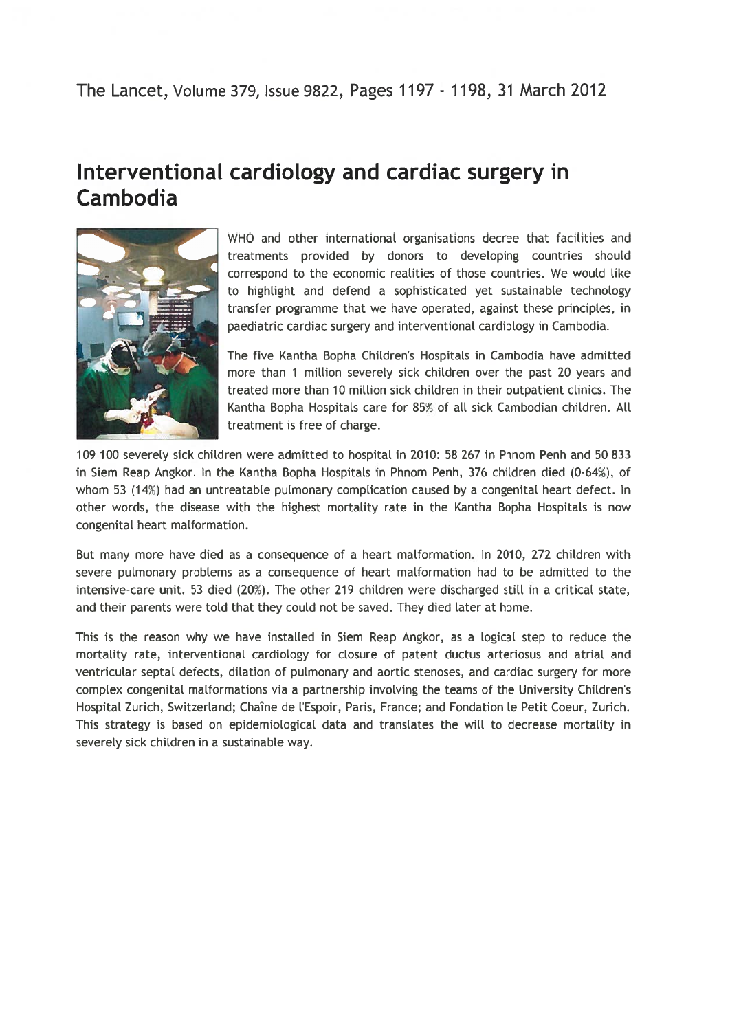The Lancet, Volume 379, Issue 9822, Pages 1197 - 1198, 31 March 2012

# Interventional cardiology and cardiac surgery in Cambodia

WHO and other international organisations decree that facilities and treatments provided by donors to developing countries should correspond to the economic realities of those countries. We would like to highlight and defend a sophisticated yet sustainable technology transfer programme that we have operated, against these principles, in paediatric cardiac surgery and interventional cardiology in Cambodia.

The five Kantha Bopha Children's Hospitals in Cambodia have admitted more than 1 million severely sick children over the past 20 years and treated more than 10 million sick children in their outpatient clinics. The Kantha Bopha Hospitals care for 85% of all sick Cambodian children. All treatment is free of charge.

109 100 severely sick children were admitted to hospital in 2010: 58 267 in Phnom Penh and 50 833 in Siem Reap Angkor. In the Kantha Bopha Hospitals in Phnom Penh, 376 children died (0·64%), of whom 53 (14%) had an untreatable pulmonary complication caused by a congenital heart defect. In other words, the disease with the highest mortality rate in the Kantha Bopha Hospitals is now congenital heart malformation.

But many more have died as a consequence of a heart malformation. In 2010, 272 children with severe pulmonary problems as a consequence of heart malformation had to be admitted to the intensive-care unit. 53 died (20%). The other 219 children were discharged still in a critical state, and their parents were told that they could not be saved. They died later at home.

This is the reason why we have installed in Siem Reap Angkor, as a logical step to reduce the mortality rate, interventional cardiology for closure of patent ductus arteriosus and atrial and ventricular septal defects, dilation of pulmonary and aortic stenoses, and cardiac surgery for more complex congenital malformations via a partnership involving the teams of the University Children's Hospital Zurich, Switzerland; Chaîne de l'Espoir, Paris, France; and Fondation le Petit Coeur, Zurich. This strategy is based on epidemiological data and translates the will to decrease mortality in severely sick children in a sustainable way.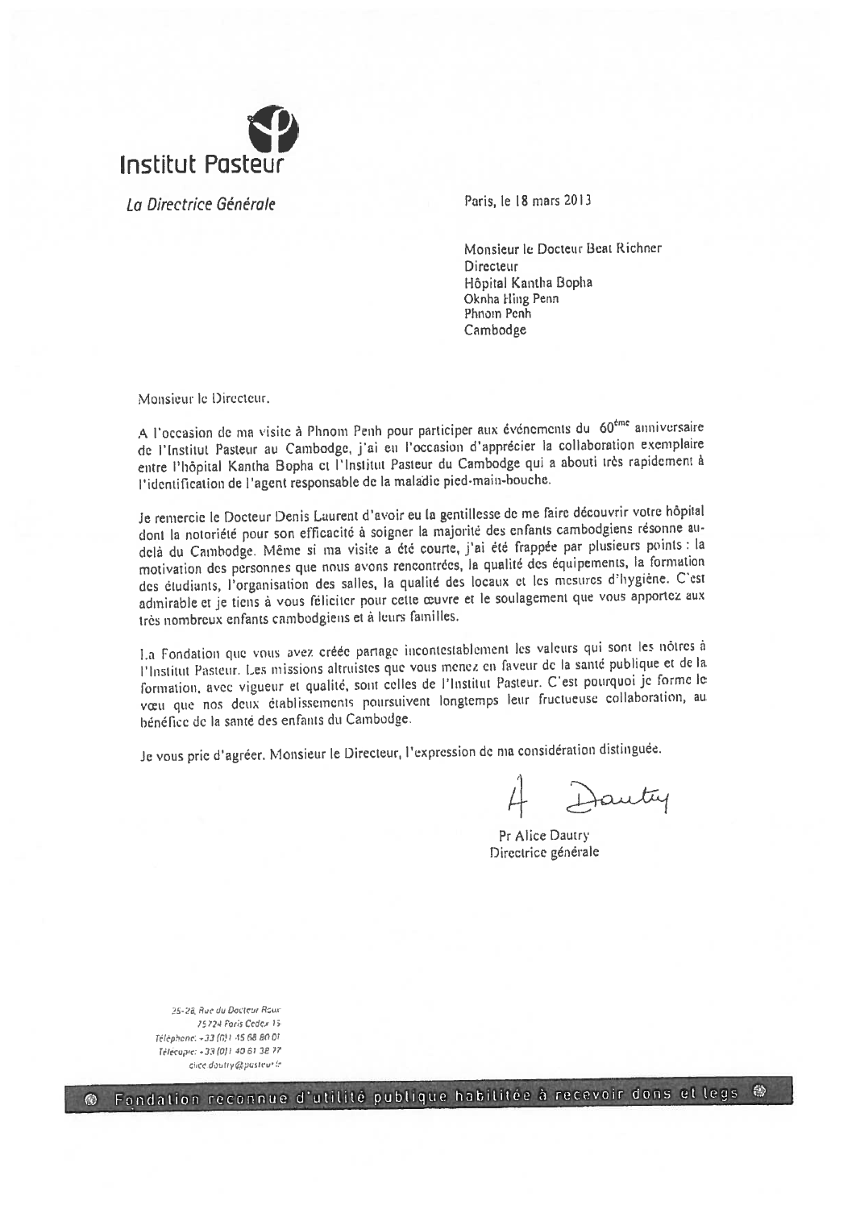Institut Pasteur

*La Directrice Générale*

Paris, le 18 mars 2013

Monsieur le Docteur Beat Richner
Directeur
Hôpital Kantha Bopha
Oknha Hing Penn
Phnom Penh
Cambodge

Monsieur le Directeur,

A l'occasion de ma visite à Phnom Penh pour participer aux événements du 60[ème] anniversaire de l'Institut Pasteur au Cambodge, j'ai eu l'occasion d'apprécier la collaboration exemplaire entre l'hôpital Kantha Bopha et l'Institut Pasteur du Cambodge qui a abouti très rapidement à l'identification de l'agent responsable de la maladie pied-main-bouche.

Je remercie le Docteur Denis Laurent d'avoir eu la gentillesse de me faire découvrir votre hôpital dont la notoriété pour son efficacité à soigner la majorité des enfants cambodgiens résonne au-delà du Cambodge. Même si ma visite a été courte, j'ai été frappée par plusieurs points : la motivation des personnes que nous avons rencontrées, la qualité des équipements, la formation des étudiants, l'organisation des salles, la qualité des locaux et les mesures d'hygiène. C'est admirable et je tiens à vous féliciter pour cette œuvre et le soulagement que vous apportez aux très nombreux enfants cambodgiens et à leurs familles.

La Fondation que vous avez créée partage incontestablement les valeurs qui sont les nôtres à l'Institut Pasteur. Les missions altruistes que vous menez en faveur de la santé publique et de la formation, avec vigueur et qualité, sont celles de l'Institut Pasteur. C'est pourquoi je forme le vœu que nos deux établissements poursuivent longtemps leur fructueuse collaboration, au bénéfice de la santé des enfants du Cambodge.

Je vous prie d'agréer, Monsieur le Directeur, l'expression de ma considération distinguée.

A Dautry

Pr Alice Dautry
Directrice générale

25-28, Rue du Docteur Roux
75724 Paris Cedex 15
Téléphone : +33 (0)1 45 68 80 01
Télécopie : +33 (0)1 40 61 38 77
alice.dautry@pasteur.fr

Fondation reconnue d'utilité publique habilitée à recevoir dons et legs